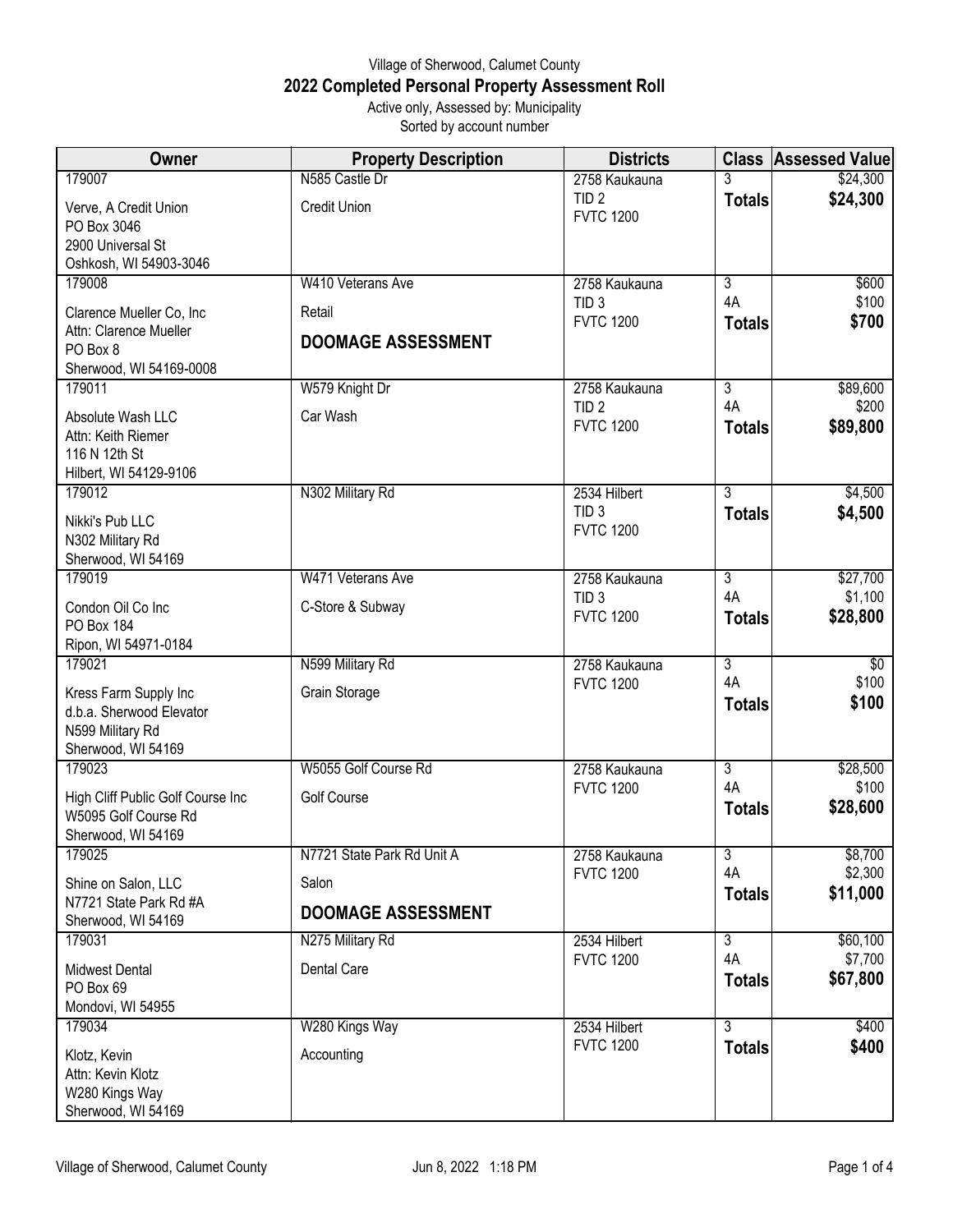Village of Sherwood, Calumet County

## 2022 Completed Personal Property Assessment Roll

Active only, Assessed by: Municipality

Sorted by account number

| Owner | Property Description | Districts | Class | Assessed Value |
|---|---|---|---|---|
| 179007<br>Verve, A Credit Union<br>PO Box 3046<br>2900 Universal St<br>Oshkosh, WI 54903-3046 | N585 Castle Dr<br>Credit Union | 2758 Kaukauna<br>TID 2<br>FVTC 1200 | 3<br>**Totals** | $24,300<br>**$24,300** |
| 179008<br>Clarence Mueller Co, Inc<br>Attn: Clarence Mueller<br>PO Box 8<br>Sherwood, WI 54169-0008 | W410 Veterans Ave<br>Retail<br>**DOOMAGE ASSESSMENT** | 2758 Kaukauna<br>TID 3<br>FVTC 1200 | 3<br>4A<br>**Totals** | $600<br>$100<br>**$700** |
| 179011<br>Absolute Wash LLC<br>Attn: Keith Riemer<br>116 N 12th St<br>Hilbert, WI 54129-9106 | W579 Knight Dr<br>Car Wash | 2758 Kaukauna<br>TID 2<br>FVTC 1200 | 3<br>4A<br>**Totals** | $89,600<br>$200<br>**$89,800** |
| 179012<br>Nikki's Pub LLC<br>N302 Military Rd<br>Sherwood, WI 54169 | N302 Military Rd | 2534 Hilbert<br>TID 3<br>FVTC 1200 | 3<br>**Totals** | $4,500<br>**$4,500** |
| 179019<br>Condon Oil Co Inc<br>PO Box 184<br>Ripon, WI 54971-0184 | W471 Veterans Ave<br>C-Store & Subway | 2758 Kaukauna<br>TID 3<br>FVTC 1200 | 3<br>4A<br>**Totals** | $27,700<br>$1,100<br>**$28,800** |
| 179021<br>Kress Farm Supply Inc<br>d.b.a. Sherwood Elevator<br>N599 Military Rd<br>Sherwood, WI 54169 | N599 Military Rd<br>Grain Storage | 2758 Kaukauna<br>FVTC 1200 | 3<br>4A<br>**Totals** | $0<br>$100<br>**$100** |
| 179023<br>High Cliff Public Golf Course Inc<br>W5095 Golf Course Rd<br>Sherwood, WI 54169 | W5055 Golf Course Rd<br>Golf Course | 2758 Kaukauna<br>FVTC 1200 | 3<br>4A<br>**Totals** | $28,500<br>$100<br>**$28,600** |
| 179025<br>Shine on Salon, LLC<br>N7721 State Park Rd #A<br>Sherwood, WI 54169 | N7721 State Park Rd Unit A<br>Salon<br>**DOOMAGE ASSESSMENT** | 2758 Kaukauna<br>FVTC 1200 | 3<br>4A<br>**Totals** | $8,700<br>$2,300<br>**$11,000** |
| 179031<br>Midwest Dental<br>PO Box 69<br>Mondovi, WI 54955 | N275 Military Rd<br>Dental Care | 2534 Hilbert<br>FVTC 1200 | 3<br>4A<br>**Totals** | $60,100<br>$7,700<br>**$67,800** |
| 179034<br>Klotz, Kevin<br>Attn: Kevin Klotz<br>W280 Kings Way<br>Sherwood, WI 54169 | W280 Kings Way<br>Accounting | 2534 Hilbert<br>FVTC 1200 | 3<br>**Totals** | $400<br>**$400** |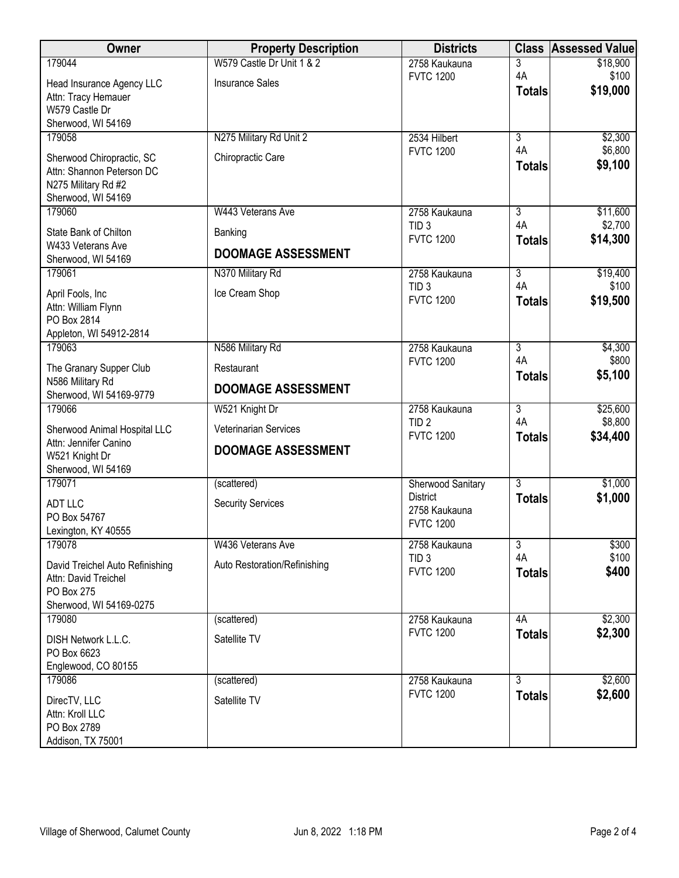| Owner | Property Description | Districts | Class | Assessed Value |
|---|---|---|---|---|
| 179044<br>Head Insurance Agency LLC<br>Attn: Tracy Hemauer<br>W579 Castle Dr<br>Sherwood, WI 54169 | W579 Castle Dr Unit 1 & 2<br>Insurance Sales | 2758 Kaukauna<br>FVTC 1200 | 3<br>4A<br>**Totals** | $18,900<br>$100<br>**$19,000** |
| 179058<br>Sherwood Chiropractic, SC<br>Attn: Shannon Peterson DC<br>N275 Military Rd #2<br>Sherwood, WI 54169 | N275 Military Rd Unit 2<br>Chiropractic Care | 2534 Hilbert<br>FVTC 1200 | 3<br>4A<br>**Totals** | $2,300<br>$6,800<br>**$9,100** |
| 179060<br>State Bank of Chilton<br>W433 Veterans Ave<br>Sherwood, WI 54169 | W443 Veterans Ave<br>Banking<br>**DOOMAGE ASSESSMENT** | 2758 Kaukauna<br>TID 3<br>FVTC 1200 | 3<br>4A<br>**Totals** | $11,600<br>$2,700<br>**$14,300** |
| 179061<br>April Fools, Inc<br>Attn: William Flynn<br>PO Box 2814<br>Appleton, WI 54912-2814 | N370 Military Rd<br>Ice Cream Shop | 2758 Kaukauna<br>TID 3<br>FVTC 1200 | 3<br>4A<br>**Totals** | $19,400<br>$100<br>**$19,500** |
| 179063<br>The Granary Supper Club<br>N586 Military Rd<br>Sherwood, WI 54169-9779 | N586 Military Rd<br>Restaurant<br>**DOOMAGE ASSESSMENT** | 2758 Kaukauna<br>FVTC 1200 | 3<br>4A<br>**Totals** | $4,300<br>$800<br>**$5,100** |
| 179066<br>Sherwood Animal Hospital LLC<br>Attn: Jennifer Canino<br>W521 Knight Dr<br>Sherwood, WI 54169 | W521 Knight Dr<br>Veterinarian Services<br>**DOOMAGE ASSESSMENT** | 2758 Kaukauna<br>TID 2<br>FVTC 1200 | 3<br>4A<br>**Totals** | $25,600<br>$8,800<br>**$34,400** |
| 179071<br>ADT LLC<br>PO Box 54767<br>Lexington, KY 40555 | (scattered)<br>Security Services | Sherwood Sanitary District<br>2758 Kaukauna<br>FVTC 1200 | 3<br>**Totals** | $1,000<br>**$1,000** |
| 179078<br>David Treichel Auto Refinishing<br>Attn: David Treichel<br>PO Box 275<br>Sherwood, WI 54169-0275 | W436 Veterans Ave<br>Auto Restoration/Refinishing | 2758 Kaukauna<br>TID 3<br>FVTC 1200 | 3<br>4A<br>**Totals** | $300<br>$100<br>**$400** |
| 179080<br>DISH Network L.L.C.<br>PO Box 6623<br>Englewood, CO 80155 | (scattered)<br>Satellite TV | 2758 Kaukauna<br>FVTC 1200 | 4A<br>**Totals** | $2,300<br>**$2,300** |
| 179086<br>DirecTV, LLC<br>Attn: Kroll LLC<br>PO Box 2789<br>Addison, TX 75001 | (scattered)<br>Satellite TV | 2758 Kaukauna<br>FVTC 1200 | 3<br>**Totals** | $2,600<br>**$2,600** |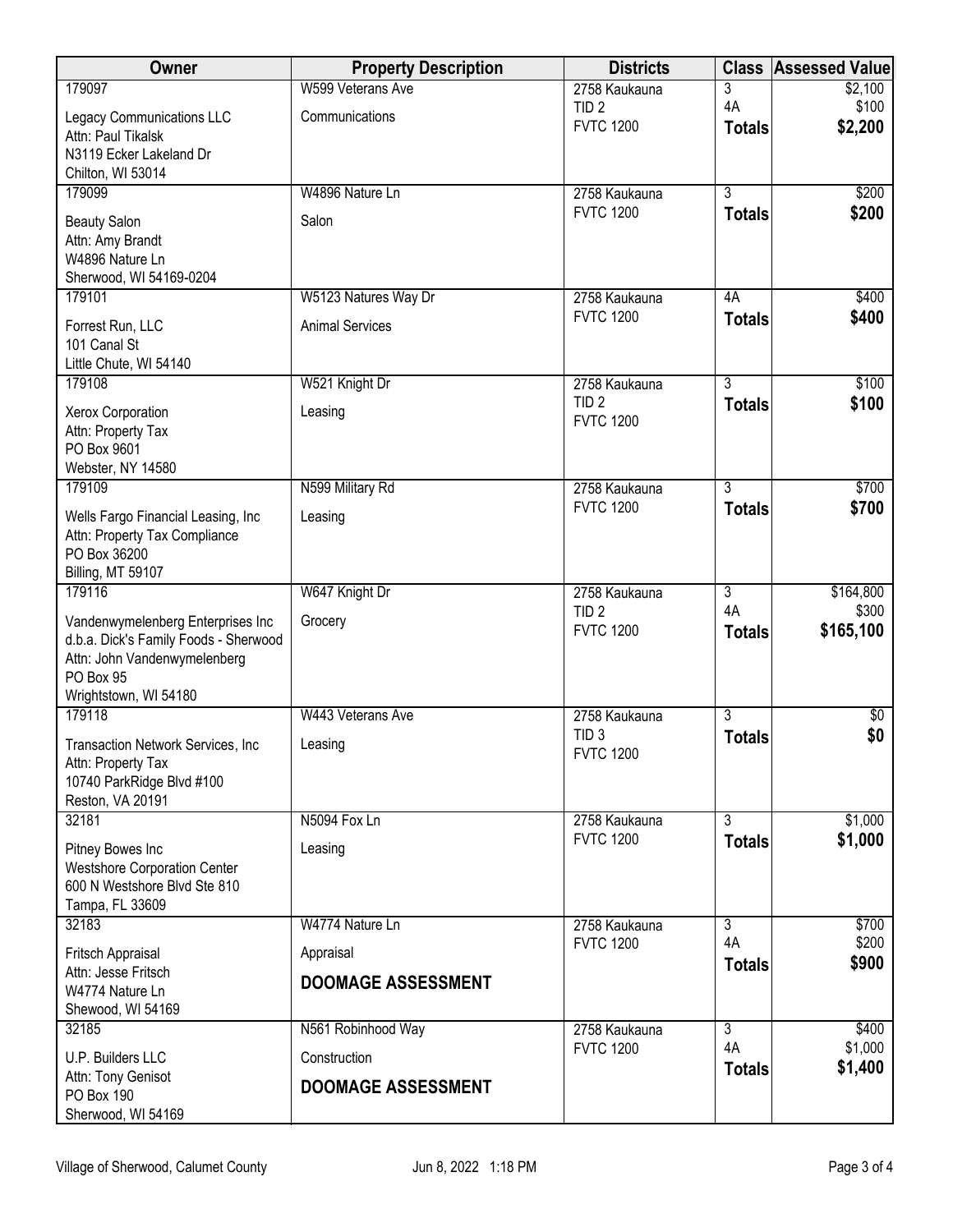| Owner | Property Description | Districts | Class | Assessed Value |
|---|---|---|---|---|
| 179097<br><br>Legacy Communications LLC<br>Attn: Paul Tikalsk<br>N3119 Ecker Lakeland Dr<br>Chilton, WI 53014 | W599 Veterans Ave<br><br>Communications | 2758 Kaukauna<br>TID 2<br>FVTC 1200 | 3<br>4A<br>**Totals** | \$2,100<br>\$100<br>**\$2,200** |
| 179099<br><br>Beauty Salon<br>Attn: Amy Brandt<br>W4896 Nature Ln<br>Sherwood, WI 54169-0204 | W4896 Nature Ln<br><br>Salon | 2758 Kaukauna<br>FVTC 1200 | 3<br>**Totals** | \$200<br>**\$200** |
| 179101<br><br>Forrest Run, LLC<br>101 Canal St<br>Little Chute, WI 54140 | W5123 Natures Way Dr<br><br>Animal Services | 2758 Kaukauna<br>FVTC 1200 | 4A<br>**Totals** | \$400<br>**\$400** |
| 179108<br><br>Xerox Corporation<br>Attn: Property Tax<br>PO Box 9601<br>Webster, NY 14580 | W521 Knight Dr<br><br>Leasing | 2758 Kaukauna<br>TID 2<br>FVTC 1200 | 3<br>**Totals** | \$100<br>**\$100** |
| 179109<br><br>Wells Fargo Financial Leasing, Inc<br>Attn: Property Tax Compliance<br>PO Box 36200<br>Billing, MT 59107 | N599 Military Rd<br><br>Leasing | 2758 Kaukauna<br>FVTC 1200 | 3<br>**Totals** | \$700<br>**\$700** |
| 179116<br><br>Vandenwymelenberg Enterprises Inc<br>d.b.a. Dick's Family Foods - Sherwood<br>Attn: John Vandenwymelenberg<br>PO Box 95<br>Wrightstown, WI 54180 | W647 Knight Dr<br><br>Grocery | 2758 Kaukauna<br>TID 2<br>FVTC 1200 | 3<br>4A<br>**Totals** | \$164,800<br>\$300<br>**\$165,100** |
| 179118<br><br>Transaction Network Services, Inc<br>Attn: Property Tax<br>10740 ParkRidge Blvd #100<br>Reston, VA 20191 | W443 Veterans Ave<br><br>Leasing | 2758 Kaukauna<br>TID 3<br>FVTC 1200 | 3<br>**Totals** | \$0<br>**\$0** |
| 32181<br><br>Pitney Bowes Inc<br>Westshore Corporation Center<br>600 N Westshore Blvd Ste 810<br>Tampa, FL 33609 | N5094 Fox Ln<br><br>Leasing | 2758 Kaukauna<br>FVTC 1200 | 3<br>**Totals** | \$1,000<br>**\$1,000** |
| 32183<br><br>Fritsch Appraisal<br>Attn: Jesse Fritsch<br>W4774 Nature Ln<br>Shewood, WI 54169 | W4774 Nature Ln<br><br>Appraisal<br><br>**DOOMAGE ASSESSMENT** | 2758 Kaukauna<br>FVTC 1200 | 3<br>4A<br>**Totals** | \$700<br>\$200<br>**\$900** |
| 32185<br><br>U.P. Builders LLC<br>Attn: Tony Genisot<br>PO Box 190<br>Sherwood, WI 54169 | N561 Robinhood Way<br><br>Construction<br><br>**DOOMAGE ASSESSMENT** | 2758 Kaukauna<br>FVTC 1200 | 3<br>4A<br>**Totals** | \$400<br>\$1,000<br>**\$1,400** |

Village of Sherwood, Calumet County — Jun 8, 2022 1:18 PM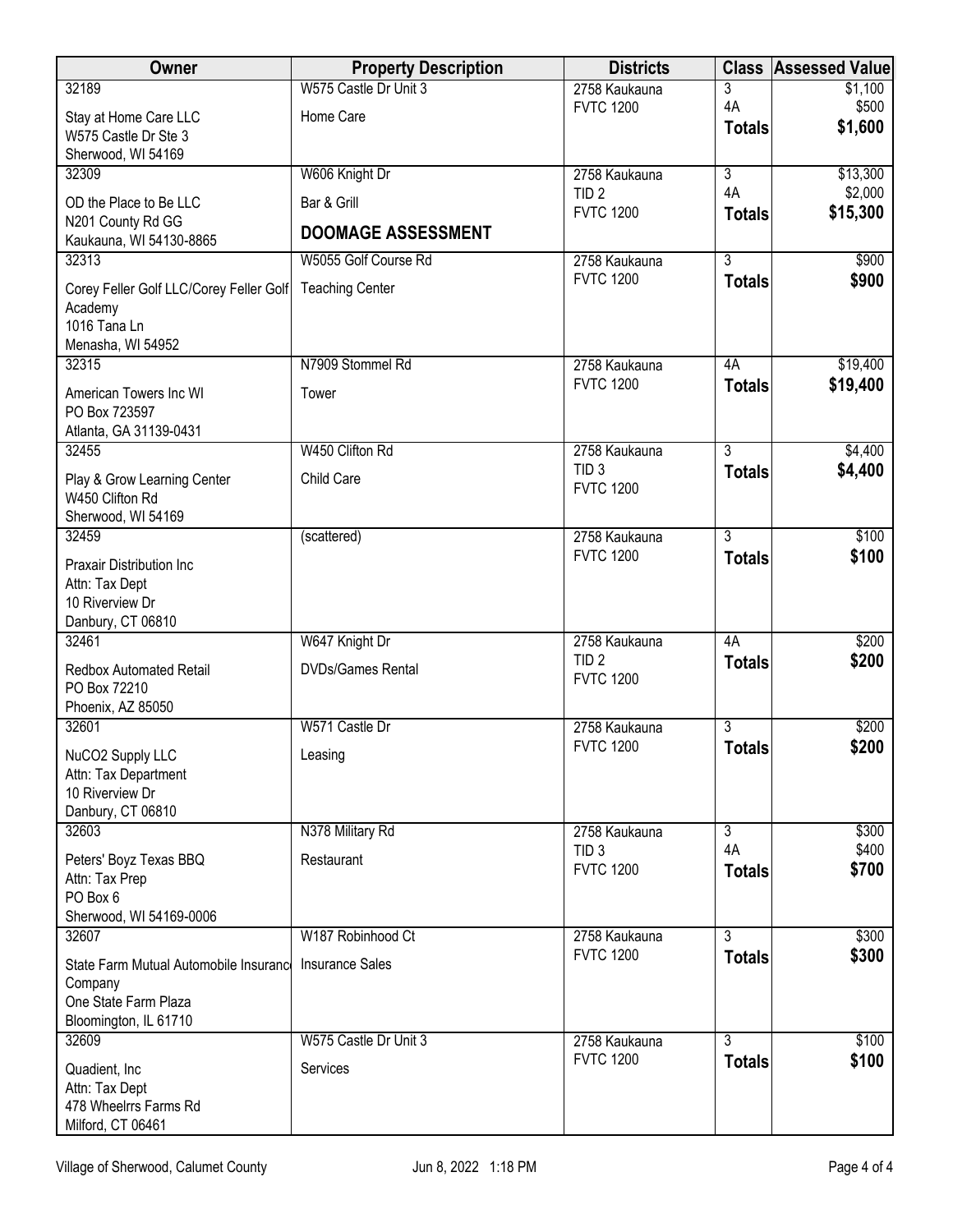| Owner | Property Description | Districts | Class | Assessed Value |
|---|---|---|---|---|
| 32189<br>Stay at Home Care LLC<br>W575 Castle Dr Ste 3<br>Sherwood, WI 54169 | W575 Castle Dr Unit 3<br>Home Care | 2758 Kaukauna<br>FVTC 1200 | 3<br>4A<br>**Totals** | $1,100<br>$500<br>**$1,600** |
| 32309<br>OD the Place to Be LLC<br>N201 County Rd GG<br>Kaukauna, WI 54130-8865 | W606 Knight Dr<br>Bar & Grill<br>**DOOMAGE ASSESSMENT** | 2758 Kaukauna<br>TID 2<br>FVTC 1200 | 3<br>4A<br>**Totals** | $13,300<br>$2,000<br>**$15,300** |
| 32313<br>Corey Feller Golf LLC/Corey Feller Golf Academy<br>1016 Tana Ln<br>Menasha, WI 54952 | W5055 Golf Course Rd<br>Teaching Center | 2758 Kaukauna<br>FVTC 1200 | 3<br>**Totals** | $900<br>**$900** |
| 32315<br>American Towers Inc WI<br>PO Box 723597<br>Atlanta, GA 31139-0431 | N7909 Stommel Rd<br>Tower | 2758 Kaukauna<br>FVTC 1200 | 4A<br>**Totals** | $19,400<br>**$19,400** |
| 32455<br>Play & Grow Learning Center<br>W450 Clifton Rd<br>Sherwood, WI 54169 | W450 Clifton Rd<br>Child Care | 2758 Kaukauna<br>TID 3<br>FVTC 1200 | 3<br>**Totals** | $4,400<br>**$4,400** |
| 32459<br>Praxair Distribution Inc<br>Attn: Tax Dept<br>10 Riverview Dr<br>Danbury, CT 06810 | (scattered) | 2758 Kaukauna<br>FVTC 1200 | 3<br>**Totals** | $100<br>**$100** |
| 32461<br>Redbox Automated Retail<br>PO Box 72210<br>Phoenix, AZ 85050 | W647 Knight Dr<br>DVDs/Games Rental | 2758 Kaukauna<br>TID 2<br>FVTC 1200 | 4A<br>**Totals** | $200<br>**$200** |
| 32601<br>NuCO2 Supply LLC<br>Attn: Tax Department<br>10 Riverview Dr<br>Danbury, CT 06810 | W571 Castle Dr<br>Leasing | 2758 Kaukauna<br>FVTC 1200 | 3<br>**Totals** | $200<br>**$200** |
| 32603<br>Peters' Boyz Texas BBQ<br>Attn: Tax Prep<br>PO Box 6<br>Sherwood, WI 54169-0006 | N378 Military Rd<br>Restaurant | 2758 Kaukauna<br>TID 3<br>FVTC 1200 | 3<br>4A<br>**Totals** | $300<br>$400<br>**$700** |
| 32607<br>State Farm Mutual Automobile Insurance Company<br>One State Farm Plaza<br>Bloomington, IL 61710 | W187 Robinhood Ct<br>Insurance Sales | 2758 Kaukauna<br>FVTC 1200 | 3<br>**Totals** | $300<br>**$300** |
| 32609<br>Quadient, Inc<br>Attn: Tax Dept<br>478 Wheelrrs Farms Rd<br>Milford, CT 06461 | W575 Castle Dr Unit 3<br>Services | 2758 Kaukauna<br>FVTC 1200 | 3<br>**Totals** | $100<br>**$100** |